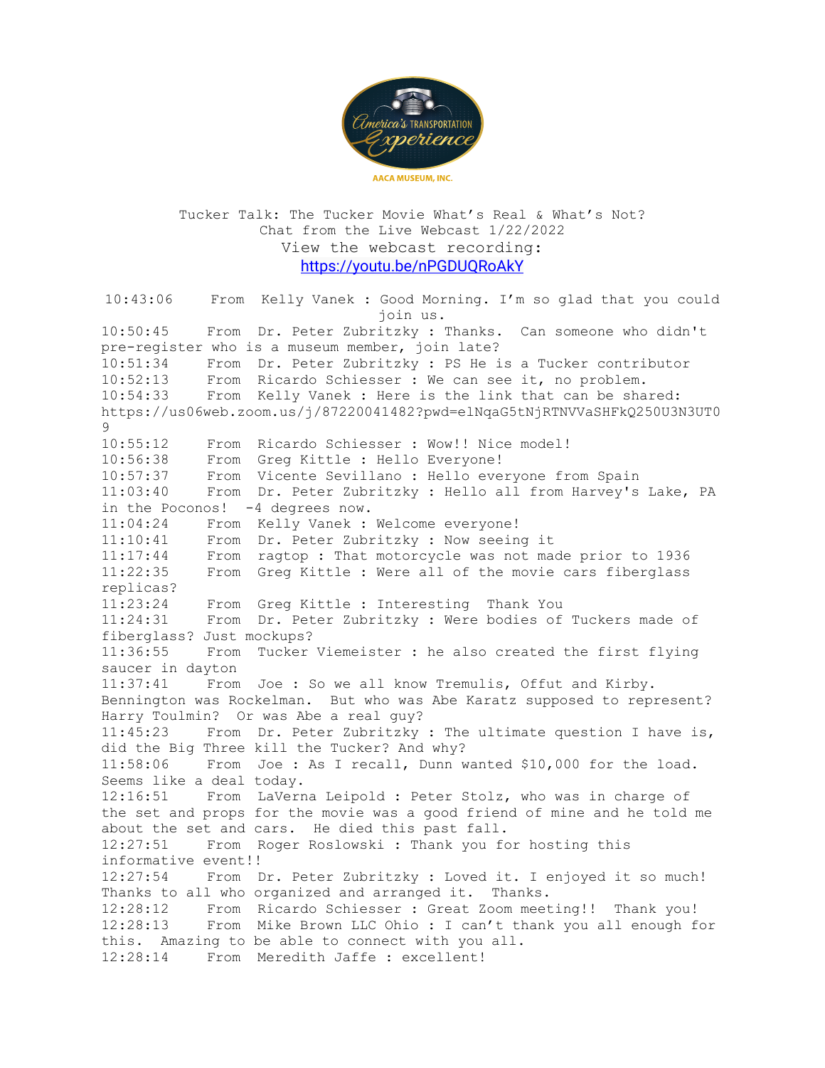America's Transportation Experience

AACA MUSEUM, INC.

Tucker Talk: The Tucker Movie What's Real & What's Not?
Chat from the Live Webcast 1/22/2022
View the webcast recording:
https://youtu.be/nPGDUQRoAkY

10:43:06 From Kelly Vanek : Good Morning. I'm so glad that you could join us.
10:50:45 From Dr. Peter Zubritzky : Thanks. Can someone who didn't pre-register who is a museum member, join late?
10:51:34 From Dr. Peter Zubritzky : PS He is a Tucker contributor
10:52:13 From Ricardo Schiesser : We can see it, no problem.
10:54:33 From Kelly Vanek : Here is the link that can be shared: https://us06web.zoom.us/j/87220041482?pwd=elNqaG5tNjRTNVVaSHFkQ250U3N3UT09
10:55:12 From Ricardo Schiesser : Wow!! Nice model!
10:56:38 From Greg Kittle : Hello Everyone!
10:57:37 From Vicente Sevillano : Hello everyone from Spain
11:03:40 From Dr. Peter Zubritzky : Hello all from Harvey's Lake, PA in the Poconos! -4 degrees now.
11:04:24 From Kelly Vanek : Welcome everyone!
11:10:41 From Dr. Peter Zubritzky : Now seeing it
11:17:44 From ragtop : That motorcycle was not made prior to 1936
11:22:35 From Greg Kittle : Were all of the movie cars fiberglass replicas?
11:23:24 From Greg Kittle : Interesting Thank You
11:24:31 From Dr. Peter Zubritzky : Were bodies of Tuckers made of fiberglass? Just mockups?
11:36:55 From Tucker Viemeister : he also created the first flying saucer in dayton
11:37:41 From Joe : So we all know Tremulis, Offut and Kirby. Bennington was Rockelman. But who was Abe Karatz supposed to represent? Harry Toulmin? Or was Abe a real guy?
11:45:23 From Dr. Peter Zubritzky : The ultimate question I have is, did the Big Three kill the Tucker? And why?
11:58:06 From Joe : As I recall, Dunn wanted $10,000 for the load. Seems like a deal today.
12:16:51 From LaVerna Leipold : Peter Stolz, who was in charge of the set and props for the movie was a good friend of mine and he told me about the set and cars. He died this past fall.
12:27:51 From Roger Roslowski : Thank you for hosting this informative event!!
12:27:54 From Dr. Peter Zubritzky : Loved it. I enjoyed it so much! Thanks to all who organized and arranged it. Thanks.
12:28:12 From Ricardo Schiesser : Great Zoom meeting!! Thank you!
12:28:13 From Mike Brown LLC Ohio : I can't thank you all enough for this. Amazing to be able to connect with you all.
12:28:14 From Meredith Jaffe : excellent!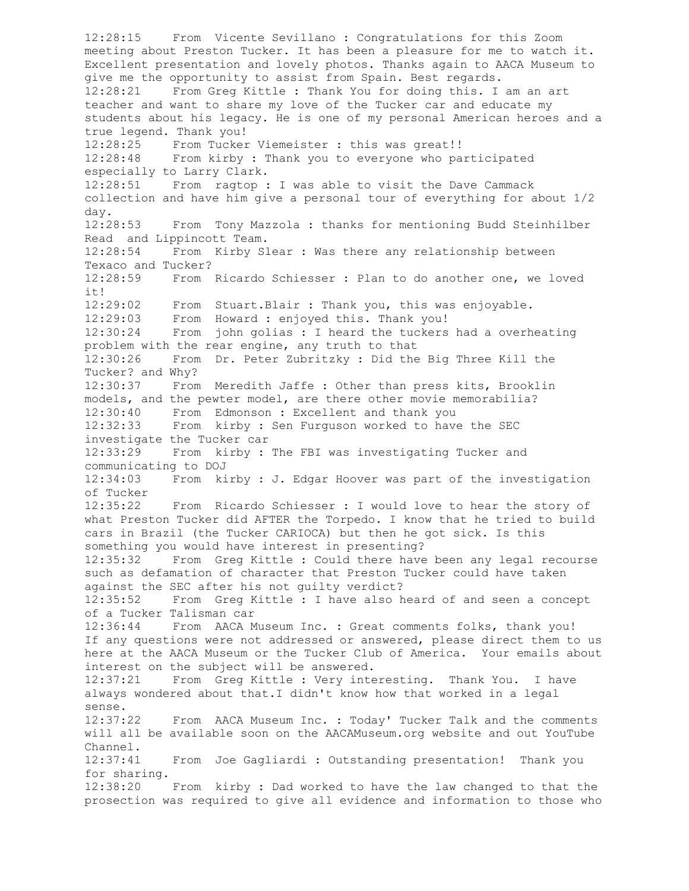12:28:15 From Vicente Sevillano : Congratulations for this Zoom meeting about Preston Tucker. It has been a pleasure for me to watch it. Excellent presentation and lovely photos. Thanks again to AACA Museum to give me the opportunity to assist from Spain. Best regards.
12:28:21 From Greg Kittle : Thank You for doing this. I am an art teacher and want to share my love of the Tucker car and educate my students about his legacy. He is one of my personal American heroes and a true legend. Thank you!
12:28:25 From Tucker Viemeister : this was great!!
12:28:48 From kirby : Thank you to everyone who participated especially to Larry Clark.
12:28:51 From ragtop : I was able to visit the Dave Cammack collection and have him give a personal tour of everything for about 1/2 day.
12:28:53 From Tony Mazzola : thanks for mentioning Budd Steinhilber Read and Lippincott Team.
12:28:54 From Kirby Slear : Was there any relationship between Texaco and Tucker?
12:28:59 From Ricardo Schiesser : Plan to do another one, we loved it!
12:29:02 From Stuart.Blair : Thank you, this was enjoyable.
12:29:03 From Howard : enjoyed this. Thank you!
12:30:24 From john golias : I heard the tuckers had a overheating problem with the rear engine, any truth to that
12:30:26 From Dr. Peter Zubritzky : Did the Big Three Kill the Tucker? and Why?
12:30:37 From Meredith Jaffe : Other than press kits, Brooklin models, and the pewter model, are there other movie memorabilia?
12:30:40 From Edmonson : Excellent and thank you
12:32:33 From kirby : Sen Furguson worked to have the SEC investigate the Tucker car
12:33:29 From kirby : The FBI was investigating Tucker and communicating to DOJ
12:34:03 From kirby : J. Edgar Hoover was part of the investigation of Tucker
12:35:22 From Ricardo Schiesser : I would love to hear the story of what Preston Tucker did AFTER the Torpedo. I know that he tried to build cars in Brazil (the Tucker CARIOCA) but then he got sick. Is this something you would have interest in presenting?
12:35:32 From Greg Kittle : Could there have been any legal recourse such as defamation of character that Preston Tucker could have taken against the SEC after his not guilty verdict?
12:35:52 From Greg Kittle : I have also heard of and seen a concept of a Tucker Talisman car
12:36:44 From AACA Museum Inc. : Great comments folks, thank you! If any questions were not addressed or answered, please direct them to us here at the AACA Museum or the Tucker Club of America. Your emails about interest on the subject will be answered.
12:37:21 From Greg Kittle : Very interesting. Thank You. I have always wondered about that.I didn't know how that worked in a legal sense.
12:37:22 From AACA Museum Inc. : Today' Tucker Talk and the comments will all be available soon on the AACAMuseum.org website and out YouTube Channel.
12:37:41 From Joe Gagliardi : Outstanding presentation! Thank you for sharing.
12:38:20 From kirby : Dad worked to have the law changed to that the prosecution was required to give all evidence and information to those who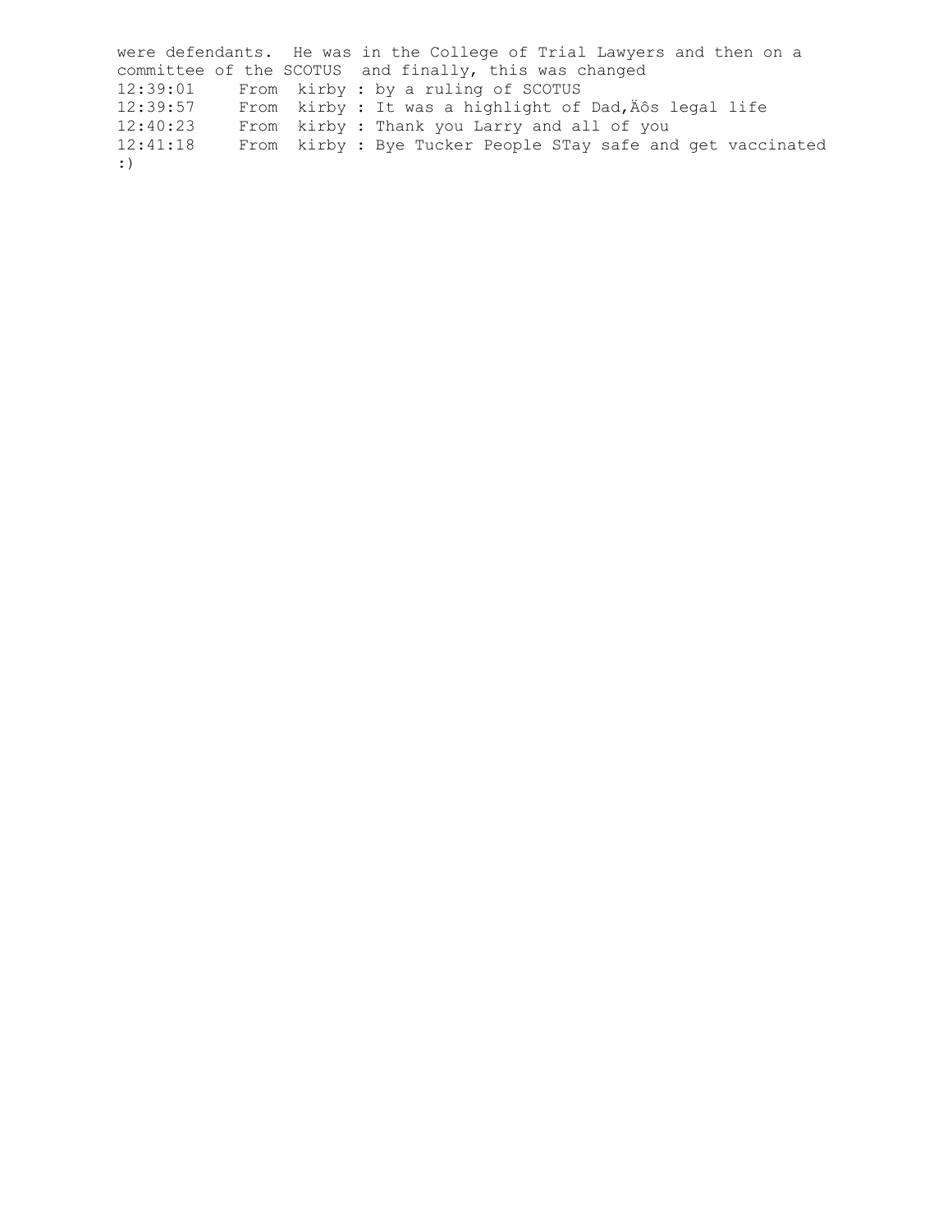were defendants.  He was in the College of Trial Lawyers and then on a committee of the SCOTUS  and finally, this was changed

12:39:01    From  kirby : by a ruling of SCOTUS

12:39:57    From  kirby : It was a highlight of Dad‚Äôs legal life

12:40:23    From  kirby : Thank you Larry and all of you

12:41:18    From  kirby : Bye Tucker People STay safe and get vaccinated :)